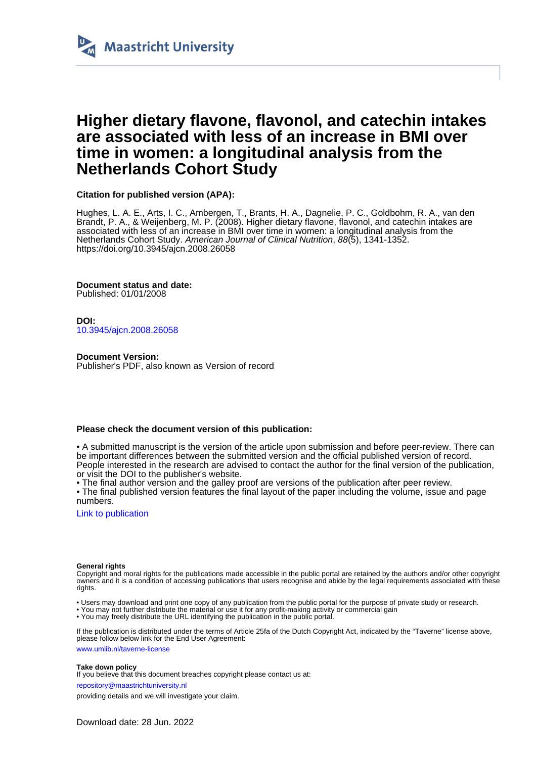Maastricht University

# Higher dietary flavone, flavonol, and catechin intakes are associated with less of an increase in BMI over time in women: a longitudinal analysis from the Netherlands Cohort Study

**Citation for published version (APA):**

Hughes, L. A. E., Arts, I. C., Ambergen, T., Brants, H. A., Dagnelie, P. C., Goldbohm, R. A., van den Brandt, P. A., & Weijenberg, M. P. (2008). Higher dietary flavone, flavonol, and catechin intakes are associated with less of an increase in BMI over time in women: a longitudinal analysis from the Netherlands Cohort Study. *American Journal of Clinical Nutrition*, *88*(5), 1341-1352. https://doi.org/10.3945/ajcn.2008.26058

**Document status and date:**
Published: 01/01/2008

**DOI:**
10.3945/ajcn.2008.26058

**Document Version:**
Publisher's PDF, also known as Version of record

**Please check the document version of this publication:**

• A submitted manuscript is the version of the article upon submission and before peer-review. There can be important differences between the submitted version and the official published version of record. People interested in the research are advised to contact the author for the final version of the publication, or visit the DOI to the publisher's website.
• The final author version and the galley proof are versions of the publication after peer review.
• The final published version features the final layout of the paper including the volume, issue and page numbers.

Link to publication

**General rights**
Copyright and moral rights for the publications made accessible in the public portal are retained by the authors and/or other copyright owners and it is a condition of accessing publications that users recognise and abide by the legal requirements associated with these rights.

• Users may download and print one copy of any publication from the public portal for the purpose of private study or research.
• You may not further distribute the material or use it for any profit-making activity or commercial gain
• You may freely distribute the URL identifying the publication in the public portal.

If the publication is distributed under the terms of Article 25fa of the Dutch Copyright Act, indicated by the "Taverne" license above, please follow below link for the End User Agreement:

www.umlib.nl/taverne-license

**Take down policy**
If you believe that this document breaches copyright please contact us at:

repository@maastrichtuniversity.nl

providing details and we will investigate your claim.

Download date: 28 Jun. 2022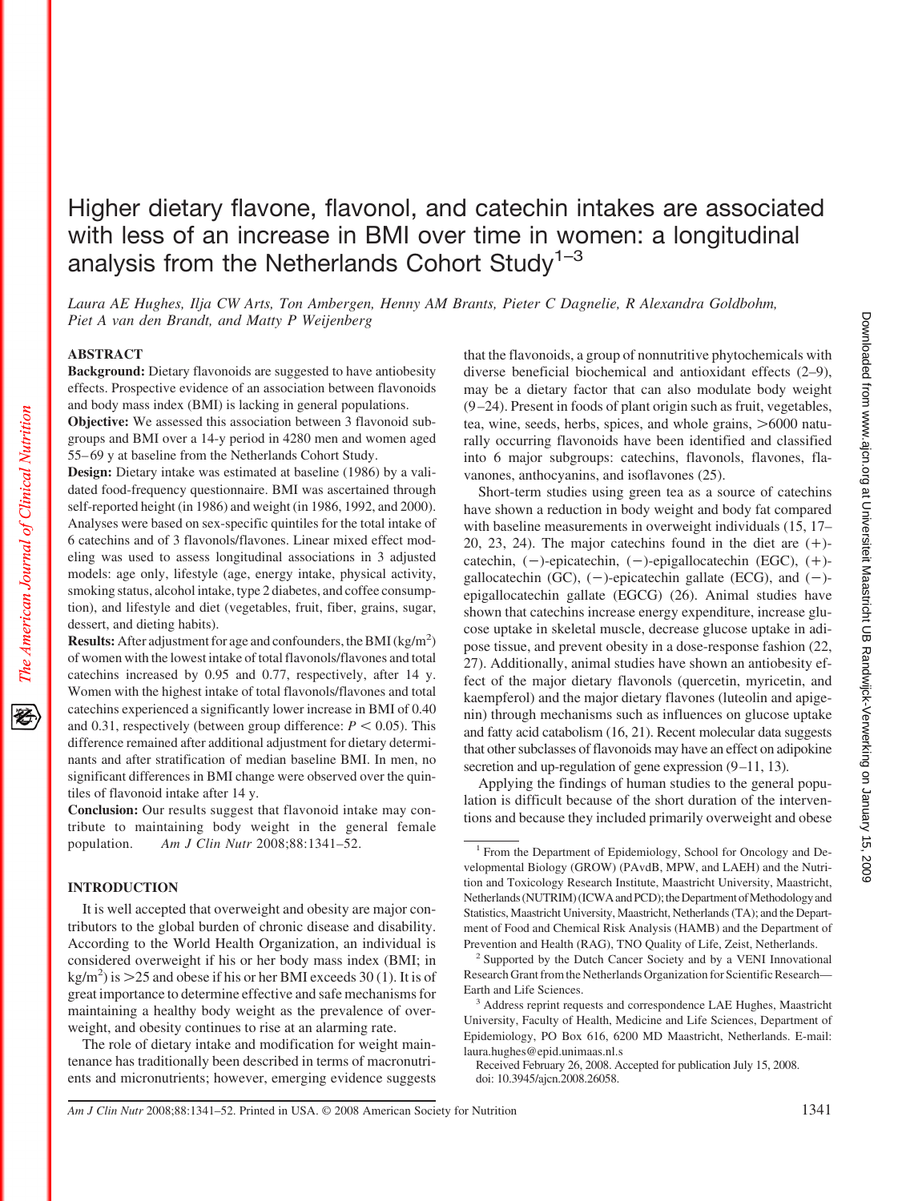# Higher dietary flavone, flavonol, and catechin intakes are associated with less of an increase in BMI over time in women: a longitudinal analysis from the Netherlands Cohort Study[1–3]

*Laura AE Hughes, Ilja CW Arts, Ton Ambergen, Henny AM Brants, Pieter C Dagnelie, R Alexandra Goldbohm, Piet A van den Brandt, and Matty P Weijenberg*

## ABSTRACT

**Background:** Dietary flavonoids are suggested to have antiobesity effects. Prospective evidence of an association between flavonoids and body mass index (BMI) is lacking in general populations.

**Objective:** We assessed this association between 3 flavonoid subgroups and BMI over a 14-y period in 4280 men and women aged 55–69 y at baseline from the Netherlands Cohort Study.

**Design:** Dietary intake was estimated at baseline (1986) by a validated food-frequency questionnaire. BMI was ascertained through self-reported height (in 1986) and weight (in 1986, 1992, and 2000). Analyses were based on sex-specific quintiles for the total intake of 6 catechins and of 3 flavonols/flavones. Linear mixed effect modeling was used to assess longitudinal associations in 3 adjusted models: age only, lifestyle (age, energy intake, physical activity, smoking status, alcohol intake, type 2 diabetes, and coffee consumption), and lifestyle and diet (vegetables, fruit, fiber, grains, sugar, dessert, and dieting habits).

**Results:** After adjustment for age and confounders, the BMI ($kg/m^2$) of women with the lowest intake of total flavonols/flavones and total catechins increased by 0.95 and 0.77, respectively, after 14 y. Women with the highest intake of total flavonols/flavones and total catechins experienced a significantly lower increase in BMI of 0.40 and 0.31, respectively (between group difference: $P < 0.05$). This difference remained after additional adjustment for dietary determinants and after stratification of median baseline BMI. In men, no significant differences in BMI change were observed over the quintiles of flavonoid intake after 14 y.

**Conclusion:** Our results suggest that flavonoid intake may contribute to maintaining body weight in the general female population. *Am J Clin Nutr* 2008;88:1341–52.

## INTRODUCTION

It is well accepted that overweight and obesity are major contributors to the global burden of chronic disease and disability. According to the World Health Organization, an individual is considered overweight if his or her body mass index (BMI; in $kg/m^2$) is >25 and obese if his or her BMI exceeds 30 (1). It is of great importance to determine effective and safe mechanisms for maintaining a healthy body weight as the prevalence of overweight, and obesity continues to rise at an alarming rate.

The role of dietary intake and modification for weight maintenance has traditionally been described in terms of macronutrients and micronutrients; however, emerging evidence suggests that the flavonoids, a group of nonnutritive phytochemicals with diverse beneficial biochemical and antioxidant effects (2–9), may be a dietary factor that can also modulate body weight (9–24). Present in foods of plant origin such as fruit, vegetables, tea, wine, seeds, herbs, spices, and whole grains, >6000 naturally occurring flavonoids have been identified and classified into 6 major subgroups: catechins, flavonols, flavones, flavanones, anthocyanins, and isoflavones (25).

Short-term studies using green tea as a source of catechins have shown a reduction in body weight and body fat compared with baseline measurements in overweight individuals (15, 17–20, 23, 24). The major catechins found in the diet are (+)-catechin, (−)-epicatechin, (−)-epigallocatechin (EGC), (+)-gallocatechin (GC), (−)-epicatechin gallate (ECG), and (−)-epigallocatechin gallate (EGCG) (26). Animal studies have shown that catechins increase energy expenditure, increase glucose uptake in skeletal muscle, decrease glucose uptake in adipose tissue, and prevent obesity in a dose-response fashion (22, 27). Additionally, animal studies have shown an antiobesity effect of the major dietary flavonols (quercetin, myricetin, and kaempferol) and the major dietary flavones (luteolin and apigenin) through mechanisms such as influences on glucose uptake and fatty acid catabolism (16, 21). Recent molecular data suggests that other subclasses of flavonoids may have an effect on adipokine secretion and up-regulation of gene expression (9–11, 13).

Applying the findings of human studies to the general population is difficult because of the short duration of the interventions and because they included primarily overweight and obese

---

[1] From the Department of Epidemiology, School for Oncology and Developmental Biology (GROW) (PAvdB, MPW, and LAEH) and the Nutrition and Toxicology Research Institute, Maastricht University, Maastricht, Netherlands (NUTRIM) (ICWA and PCD); the Department of Methodology and Statistics, Maastricht University, Maastricht, Netherlands (TA); and the Department of Food and Chemical Risk Analysis (HAMB) and the Department of Prevention and Health (RAG), TNO Quality of Life, Zeist, Netherlands.

[2] Supported by the Dutch Cancer Society and by a VENI Innovational Research Grant from the Netherlands Organization for Scientific Research—Earth and Life Sciences.

[3] Address reprint requests and correspondence LAE Hughes, Maastricht University, Faculty of Health, Medicine and Life Sciences, Department of Epidemiology, PO Box 616, 6200 MD Maastricht, Netherlands. E-mail: laura.hughes@epid.unimaas.nl.s

Received February 26, 2008. Accepted for publication July 15, 2008.
doi: 10.3945/ajcn.2008.26058.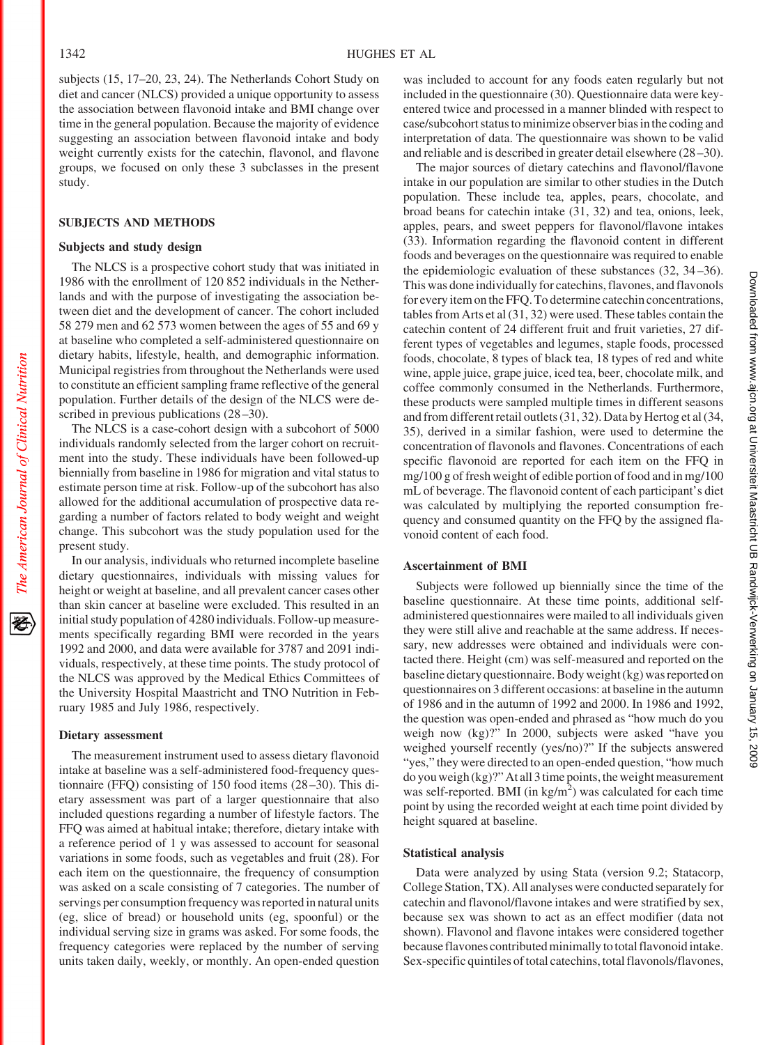subjects (15, 17–20, 23, 24). The Netherlands Cohort Study on diet and cancer (NLCS) provided a unique opportunity to assess the association between flavonoid intake and BMI change over time in the general population. Because the majority of evidence suggesting an association between flavonoid intake and body weight currently exists for the catechin, flavonol, and flavone groups, we focused on only these 3 subclasses in the present study.

## SUBJECTS AND METHODS

### Subjects and study design

The NLCS is a prospective cohort study that was initiated in 1986 with the enrollment of 120 852 individuals in the Netherlands and with the purpose of investigating the association between diet and the development of cancer. The cohort included 58 279 men and 62 573 women between the ages of 55 and 69 y at baseline who completed a self-administered questionnaire on dietary habits, lifestyle, health, and demographic information. Municipal registries from throughout the Netherlands were used to constitute an efficient sampling frame reflective of the general population. Further details of the design of the NLCS were described in previous publications (28–30).

The NLCS is a case-cohort design with a subcohort of 5000 individuals randomly selected from the larger cohort on recruitment into the study. These individuals have been followed-up biennially from baseline in 1986 for migration and vital status to estimate person time at risk. Follow-up of the subcohort has also allowed for the additional accumulation of prospective data regarding a number of factors related to body weight and weight change. This subcohort was the study population used for the present study.

In our analysis, individuals who returned incomplete baseline dietary questionnaires, individuals with missing values for height or weight at baseline, and all prevalent cancer cases other than skin cancer at baseline were excluded. This resulted in an initial study population of 4280 individuals. Follow-up measurements specifically regarding BMI were recorded in the years 1992 and 2000, and data were available for 3787 and 2091 individuals, respectively, at these time points. The study protocol of the NLCS was approved by the Medical Ethics Committees of the University Hospital Maastricht and TNO Nutrition in February 1985 and July 1986, respectively.

### Dietary assessment

The measurement instrument used to assess dietary flavonoid intake at baseline was a self-administered food-frequency questionnaire (FFQ) consisting of 150 food items (28–30). This dietary assessment was part of a larger questionnaire that also included questions regarding a number of lifestyle factors. The FFQ was aimed at habitual intake; therefore, dietary intake with a reference period of 1 y was assessed to account for seasonal variations in some foods, such as vegetables and fruit (28). For each item on the questionnaire, the frequency of consumption was asked on a scale consisting of 7 categories. The number of servings per consumption frequency was reported in natural units (eg, slice of bread) or household units (eg, spoonful) or the individual serving size in grams was asked. For some foods, the frequency categories were replaced by the number of serving units taken daily, weekly, or monthly. An open-ended question was included to account for any foods eaten regularly but not included in the questionnaire (30). Questionnaire data were key-entered twice and processed in a manner blinded with respect to case/subcohort status to minimize observer bias in the coding and interpretation of data. The questionnaire was shown to be valid and reliable and is described in greater detail elsewhere (28–30).

The major sources of dietary catechins and flavonol/flavone intake in our population are similar to other studies in the Dutch population. These include tea, apples, pears, chocolate, and broad beans for catechin intake (31, 32) and tea, onions, leek, apples, pears, and sweet peppers for flavonol/flavone intakes (33). Information regarding the flavonoid content in different foods and beverages on the questionnaire was required to enable the epidemiologic evaluation of these substances (32, 34–36). This was done individually for catechins, flavones, and flavonols for every item on the FFQ. To determine catechin concentrations, tables from Arts et al (31, 32) were used. These tables contain the catechin content of 24 different fruit and fruit varieties, 27 different types of vegetables and legumes, staple foods, processed foods, chocolate, 8 types of black tea, 18 types of red and white wine, apple juice, grape juice, iced tea, beer, chocolate milk, and coffee commonly consumed in the Netherlands. Furthermore, these products were sampled multiple times in different seasons and from different retail outlets (31, 32). Data by Hertog et al (34, 35), derived in a similar fashion, were used to determine the concentration of flavonols and flavones. Concentrations of each specific flavonoid are reported for each item on the FFQ in mg/100 g of fresh weight of edible portion of food and in mg/100 mL of beverage. The flavonoid content of each participant's diet was calculated by multiplying the reported consumption frequency and consumed quantity on the FFQ by the assigned flavonoid content of each food.

### Ascertainment of BMI

Subjects were followed up biennially since the time of the baseline questionnaire. At these time points, additional self-administered questionnaires were mailed to all individuals given they were still alive and reachable at the same address. If necessary, new addresses were obtained and individuals were contacted there. Height (cm) was self-measured and reported on the baseline dietary questionnaire. Body weight (kg) was reported on questionnaires on 3 different occasions: at baseline in the autumn of 1986 and in the autumn of 1992 and 2000. In 1986 and 1992, the question was open-ended and phrased as "how much do you weigh now (kg)?" In 2000, subjects were asked "have you weighed yourself recently (yes/no)?" If the subjects answered "yes," they were directed to an open-ended question, "how much do you weigh (kg)?" At all 3 time points, the weight measurement was self-reported. BMI (in kg/m$^2$) was calculated for each time point by using the recorded weight at each time point divided by height squared at baseline.

### Statistical analysis

Data were analyzed by using Stata (version 9.2; Statacorp, College Station, TX). All analyses were conducted separately for catechin and flavonol/flavone intakes and were stratified by sex, because sex was shown to act as an effect modifier (data not shown). Flavonol and flavone intakes were considered together because flavones contributed minimally to total flavonoid intake. Sex-specific quintiles of total catechins, total flavonols/flavones,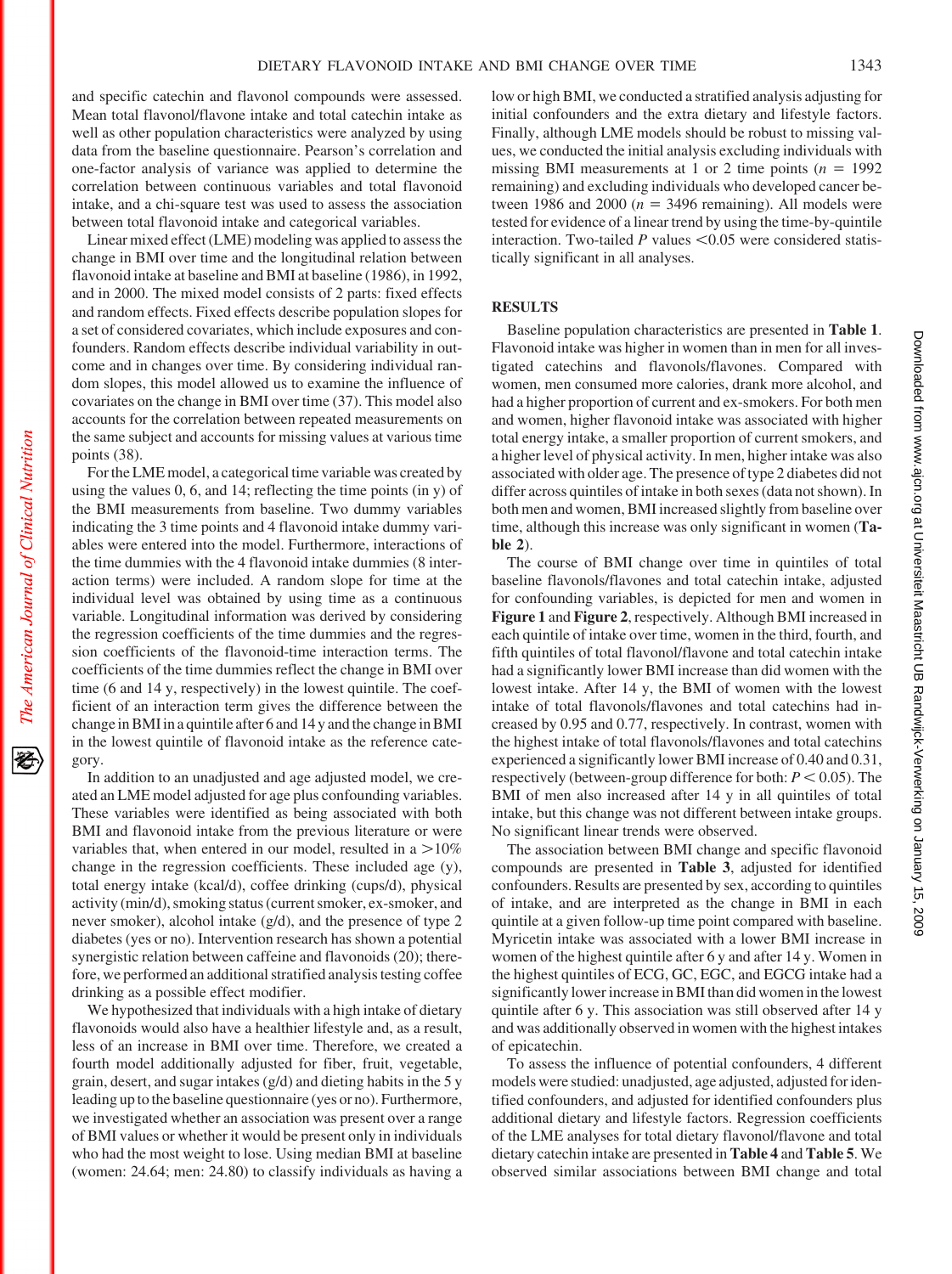and specific catechin and flavonol compounds were assessed. Mean total flavonol/flavone intake and total catechin intake as well as other population characteristics were analyzed by using data from the baseline questionnaire. Pearson's correlation and one-factor analysis of variance was applied to determine the correlation between continuous variables and total flavonoid intake, and a chi-square test was used to assess the association between total flavonoid intake and categorical variables.

Linear mixed effect (LME) modeling was applied to assess the change in BMI over time and the longitudinal relation between flavonoid intake at baseline and BMI at baseline (1986), in 1992, and in 2000. The mixed model consists of 2 parts: fixed effects and random effects. Fixed effects describe population slopes for a set of considered covariates, which include exposures and confounders. Random effects describe individual variability in outcome and in changes over time. By considering individual random slopes, this model allowed us to examine the influence of covariates on the change in BMI over time (37). This model also accounts for the correlation between repeated measurements on the same subject and accounts for missing values at various time points (38).

For the LME model, a categorical time variable was created by using the values 0, 6, and 14; reflecting the time points (in y) of the BMI measurements from baseline. Two dummy variables indicating the 3 time points and 4 flavonoid intake dummy variables were entered into the model. Furthermore, interactions of the time dummies with the 4 flavonoid intake dummies (8 interaction terms) were included. A random slope for time at the individual level was obtained by using time as a continuous variable. Longitudinal information was derived by considering the regression coefficients of the time dummies and the regression coefficients of the flavonoid-time interaction terms. The coefficients of the time dummies reflect the change in BMI over time (6 and 14 y, respectively) in the lowest quintile. The coefficient of an interaction term gives the difference between the change in BMI in a quintile after 6 and 14 y and the change in BMI in the lowest quintile of flavonoid intake as the reference category.

In addition to an unadjusted and age adjusted model, we created an LME model adjusted for age plus confounding variables. These variables were identified as being associated with both BMI and flavonoid intake from the previous literature or were variables that, when entered in our model, resulted in a >10% change in the regression coefficients. These included age (y), total energy intake (kcal/d), coffee drinking (cups/d), physical activity (min/d), smoking status (current smoker, ex-smoker, and never smoker), alcohol intake (g/d), and the presence of type 2 diabetes (yes or no). Intervention research has shown a potential synergistic relation between caffeine and flavonoids (20); therefore, we performed an additional stratified analysis testing coffee drinking as a possible effect modifier.

We hypothesized that individuals with a high intake of dietary flavonoids would also have a healthier lifestyle and, as a result, less of an increase in BMI over time. Therefore, we created a fourth model additionally adjusted for fiber, fruit, vegetable, grain, desert, and sugar intakes (g/d) and dieting habits in the 5 y leading up to the baseline questionnaire (yes or no). Furthermore, we investigated whether an association was present over a range of BMI values or whether it would be present only in individuals who had the most weight to lose. Using median BMI at baseline (women: 24.64; men: 24.80) to classify individuals as having a low or high BMI, we conducted a stratified analysis adjusting for initial confounders and the extra dietary and lifestyle factors. Finally, although LME models should be robust to missing values, we conducted the initial analysis excluding individuals with missing BMI measurements at 1 or 2 time points ($n$ = 1992 remaining) and excluding individuals who developed cancer between 1986 and 2000 ($n$ = 3496 remaining). All models were tested for evidence of a linear trend by using the time-by-quintile interaction. Two-tailed $P$ values <0.05 were considered statistically significant in all analyses.

## RESULTS

Baseline population characteristics are presented in **Table 1**. Flavonoid intake was higher in women than in men for all investigated catechins and flavonols/flavones. Compared with women, men consumed more calories, drank more alcohol, and had a higher proportion of current and ex-smokers. For both men and women, higher flavonoid intake was associated with higher total energy intake, a smaller proportion of current smokers, and a higher level of physical activity. In men, higher intake was also associated with older age. The presence of type 2 diabetes did not differ across quintiles of intake in both sexes (data not shown). In both men and women, BMI increased slightly from baseline over time, although this increase was only significant in women (**Table 2**).

The course of BMI change over time in quintiles of total baseline flavonols/flavones and total catechin intake, adjusted for confounding variables, is depicted for men and women in **Figure 1** and **Figure 2**, respectively. Although BMI increased in each quintile of intake over time, women in the third, fourth, and fifth quintiles of total flavonol/flavone and total catechin intake had a significantly lower BMI increase than did women with the lowest intake. After 14 y, the BMI of women with the lowest intake of total flavonols/flavones and total catechins had increased by 0.95 and 0.77, respectively. In contrast, women with the highest intake of total flavonols/flavones and total catechins experienced a significantly lower BMI increase of 0.40 and 0.31, respectively (between-group difference for both: $P < 0.05$). The BMI of men also increased after 14 y in all quintiles of total intake, but this change was not different between intake groups. No significant linear trends were observed.

The association between BMI change and specific flavonoid compounds are presented in **Table 3**, adjusted for identified confounders. Results are presented by sex, according to quintiles of intake, and are interpreted as the change in BMI in each quintile at a given follow-up time point compared with baseline. Myricetin intake was associated with a lower BMI increase in women of the highest quintile after 6 y and after 14 y. Women in the highest quintiles of ECG, GC, EGC, and EGCG intake had a significantly lower increase in BMI than did women in the lowest quintile after 6 y. This association was still observed after 14 y and was additionally observed in women with the highest intakes of epicatechin.

To assess the influence of potential confounders, 4 different models were studied: unadjusted, age adjusted, adjusted for identified confounders, and adjusted for identified confounders plus additional dietary and lifestyle factors. Regression coefficients of the LME analyses for total dietary flavonol/flavone and total dietary catechin intake are presented in **Table 4** and **Table 5**. We observed similar associations between BMI change and total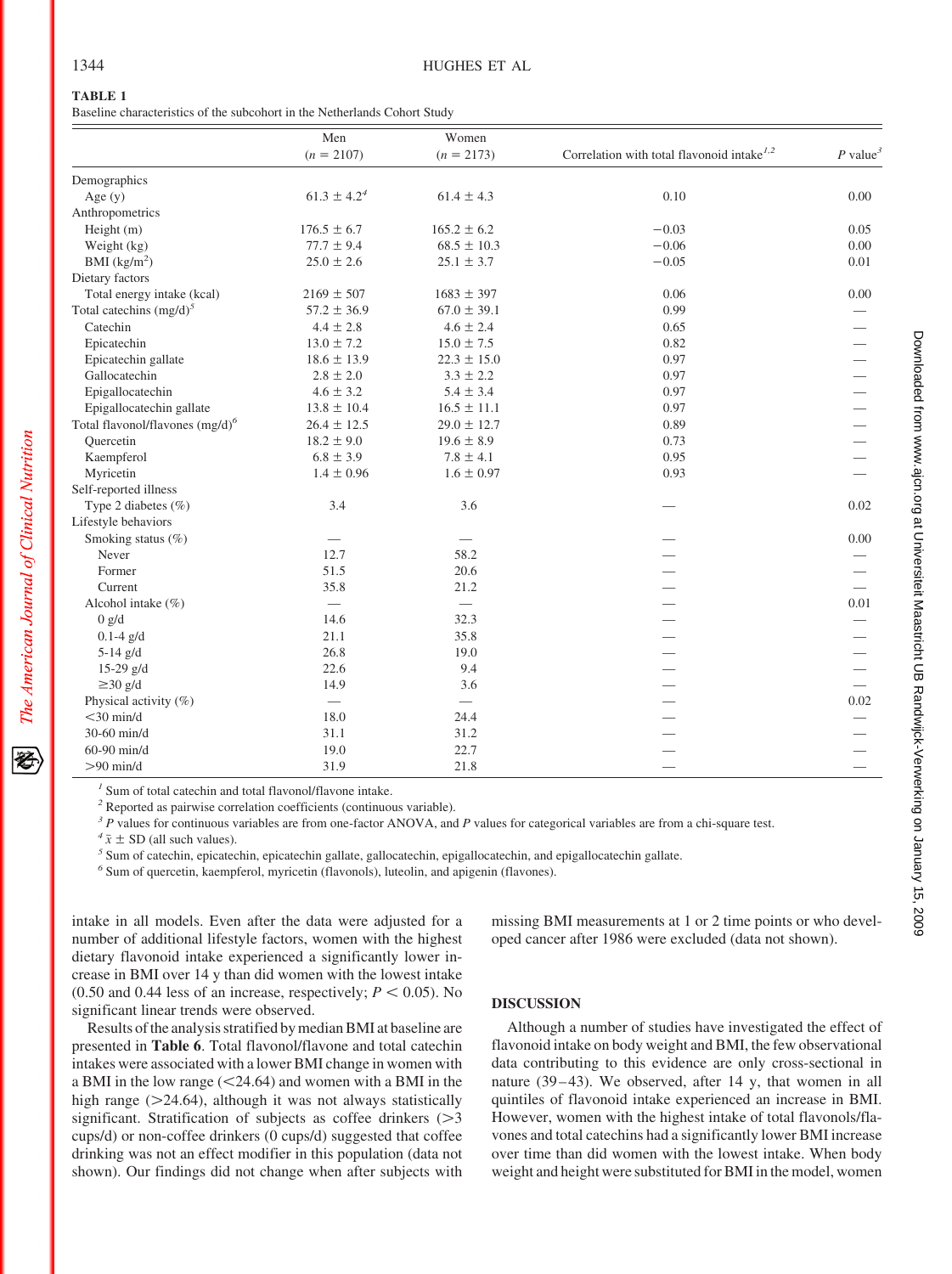**TABLE 1**

Baseline characteristics of the subcohort in the Netherlands Cohort Study

| | Men ($n$ = 2107) | Women ($n$ = 2173) | Correlation with total flavonoid intake[1,2] | $P$ value[3] |
|---|---|---|---|---|
| Demographics | | | | |
| Age (y) | 61.3 ± 4.2[4] | 61.4 ± 4.3 | 0.10 | 0.00 |
| Anthropometrics | | | | |
| Height (m) | 176.5 ± 6.7 | 165.2 ± 6.2 | −0.03 | 0.05 |
| Weight (kg) | 77.7 ± 9.4 | 68.5 ± 10.3 | −0.06 | 0.00 |
| BMI (kg/m$^2$) | 25.0 ± 2.6 | 25.1 ± 3.7 | −0.05 | 0.01 |
| Dietary factors | | | | |
| Total energy intake (kcal) | 2169 ± 507 | 1683 ± 397 | 0.06 | 0.00 |
| Total catechins (mg/d)[5] | 57.2 ± 36.9 | 67.0 ± 39.1 | 0.99 | — |
| Catechin | 4.4 ± 2.8 | 4.6 ± 2.4 | 0.65 | — |
| Epicatechin | 13.0 ± 7.2 | 15.0 ± 7.5 | 0.82 | — |
| Epicatechin gallate | 18.6 ± 13.9 | 22.3 ± 15.0 | 0.97 | — |
| Gallocatechin | 2.8 ± 2.0 | 3.3 ± 2.2 | 0.97 | — |
| Epigallocatechin | 4.6 ± 3.2 | 5.4 ± 3.4 | 0.97 | — |
| Epigallocatechin gallate | 13.8 ± 10.4 | 16.5 ± 11.1 | 0.97 | — |
| Total flavonol/flavones (mg/d)[6] | 26.4 ± 12.5 | 29.0 ± 12.7 | 0.89 | — |
| Quercetin | 18.2 ± 9.0 | 19.6 ± 8.9 | 0.73 | — |
| Kaempferol | 6.8 ± 3.9 | 7.8 ± 4.1 | 0.95 | — |
| Myricetin | 1.4 ± 0.96 | 1.6 ± 0.97 | 0.93 | — |
| Self-reported illness | | | | |
| Type 2 diabetes (%) | 3.4 | 3.6 | — | 0.02 |
| Lifestyle behaviors | | | | |
| Smoking status (%) | — | — | — | 0.00 |
| Never | 12.7 | 58.2 | — | — |
| Former | 51.5 | 20.6 | — | — |
| Current | 35.8 | 21.2 | — | — |
| Alcohol intake (%) | — | — | — | 0.01 |
| 0 g/d | 14.6 | 32.3 | — | — |
| 0.1-4 g/d | 21.1 | 35.8 | — | — |
| 5-14 g/d | 26.8 | 19.0 | — | — |
| 15-29 g/d | 22.6 | 9.4 | — | — |
| ≥30 g/d | 14.9 | 3.6 | — | — |
| Physical activity (%) | — | — | — | 0.02 |
| <30 min/d | 18.0 | 24.4 | — | — |
| 30-60 min/d | 31.1 | 31.2 | — | — |
| 60-90 min/d | 19.0 | 22.7 | — | — |
| >90 min/d | 31.9 | 21.8 | — | — |

[1] Sum of total catechin and total flavonol/flavone intake.

[2] Reported as pairwise correlation coefficients (continuous variable).

[3] $P$ values for continuous variables are from one-factor ANOVA, and $P$ values for categorical variables are from a chi-square test.

[4] $\bar{x}$ ± SD (all such values).

[5] Sum of catechin, epicatechin, epicatechin gallate, gallocatechin, epigallocatechin, and epigallocatechin gallate.

[6] Sum of quercetin, kaempferol, myricetin (flavonols), luteolin, and apigenin (flavones).

intake in all models. Even after the data were adjusted for a number of additional lifestyle factors, women with the highest dietary flavonoid intake experienced a significantly lower increase in BMI over 14 y than did women with the lowest intake (0.50 and 0.44 less of an increase, respectively; $P < 0.05$). No significant linear trends were observed.

Results of the analysis stratified by median BMI at baseline are presented in **Table 6**. Total flavonol/flavone and total catechin intakes were associated with a lower BMI change in women with a BMI in the low range (<24.64) and women with a BMI in the high range (>24.64), although it was not always statistically significant. Stratification of subjects as coffee drinkers (>3 cups/d) or non-coffee drinkers (0 cups/d) suggested that coffee drinking was not an effect modifier in this population (data not shown). Our findings did not change when after subjects with missing BMI measurements at 1 or 2 time points or who developed cancer after 1986 were excluded (data not shown).

## DISCUSSION

Although a number of studies have investigated the effect of flavonoid intake on body weight and BMI, the few observational data contributing to this evidence are only cross-sectional in nature (39–43). We observed, after 14 y, that women in all quintiles of flavonoid intake experienced an increase in BMI. However, women with the highest intake of total flavonols/flavones and total catechins had a significantly lower BMI increase over time than did women with the lowest intake. When body weight and height were substituted for BMI in the model, women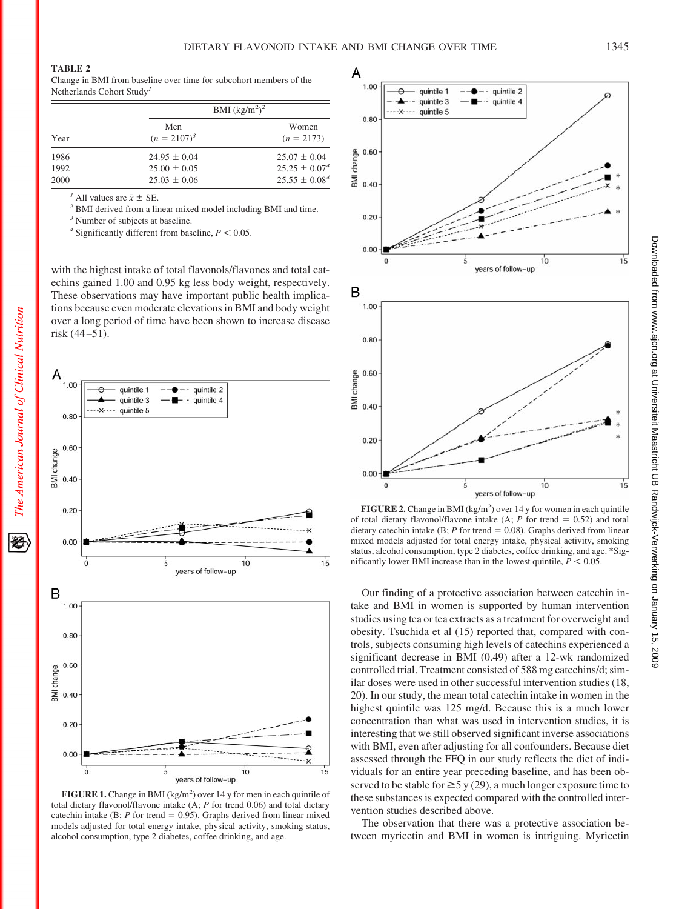**TABLE 2**

Change in BMI from baseline over time for subcohort members of the Netherlands Cohort Study[1]

| Year | BMI (kg/m$^2$)[2] | |
|---|---|---|
| | Men ($n$ = 2107)[3] | Women ($n$ = 2173) |
| 1986 | 24.95 ± 0.04 | 25.07 ± 0.04 |
| 1992 | 25.00 ± 0.05 | 25.25 ± 0.07[4] |
| 2000 | 25.03 ± 0.06 | 25.55 ± 0.08[4] |

[1] All values are $\bar{x}$ ± SE.
[2] BMI derived from a linear mixed model including BMI and time.
[3] Number of subjects at baseline.
[4] Significantly different from baseline, $P < 0.05$.

with the highest intake of total flavonols/flavones and total catechins gained 1.00 and 0.95 kg less body weight, respectively. These observations may have important public health implications because even moderate elevations in BMI and body weight over a long period of time have been shown to increase disease risk (44–51).

**FIGURE 1.** Change in BMI (kg/m$^2$) over 14 y for men in each quintile of total dietary flavonol/flavone intake (A; $P$ for trend 0.06) and total dietary catechin intake (B; $P$ for trend = 0.95). Graphs derived from linear mixed models adjusted for total energy intake, physical activity, smoking status, alcohol consumption, type 2 diabetes, coffee drinking, and age.

**FIGURE 2.** Change in BMI (kg/m$^2$) over 14 y for women in each quintile of total dietary flavonol/flavone intake (A; $P$ for trend = 0.52) and total dietary catechin intake (B; $P$ for trend = 0.08). Graphs derived from linear mixed models adjusted for total energy intake, physical activity, smoking status, alcohol consumption, type 2 diabetes, coffee drinking, and age. *Significantly lower BMI increase than in the lowest quintile, $P < 0.05$.

Our finding of a protective association between catechin intake and BMI in women is supported by human intervention studies using tea or tea extracts as a treatment for overweight and obesity. Tsuchida et al (15) reported that, compared with controls, subjects consuming high levels of catechins experienced a significant decrease in BMI (0.49) after a 12-wk randomized controlled trial. Treatment consisted of 588 mg catechins/d; similar doses were used in other successful intervention studies (18, 20). In our study, the mean total catechin intake in women in the highest quintile was 125 mg/d. Because this is a much lower concentration than what was used in intervention studies, it is interesting that we still observed significant inverse associations with BMI, even after adjusting for all confounders. Because diet assessed through the FFQ in our study reflects the diet of individuals for an entire year preceding baseline, and has been observed to be stable for ≥5 y (29), a much longer exposure time to these substances is expected compared with the controlled intervention studies described above.

The observation that there was a protective association between myricetin and BMI in women is intriguing. Myricetin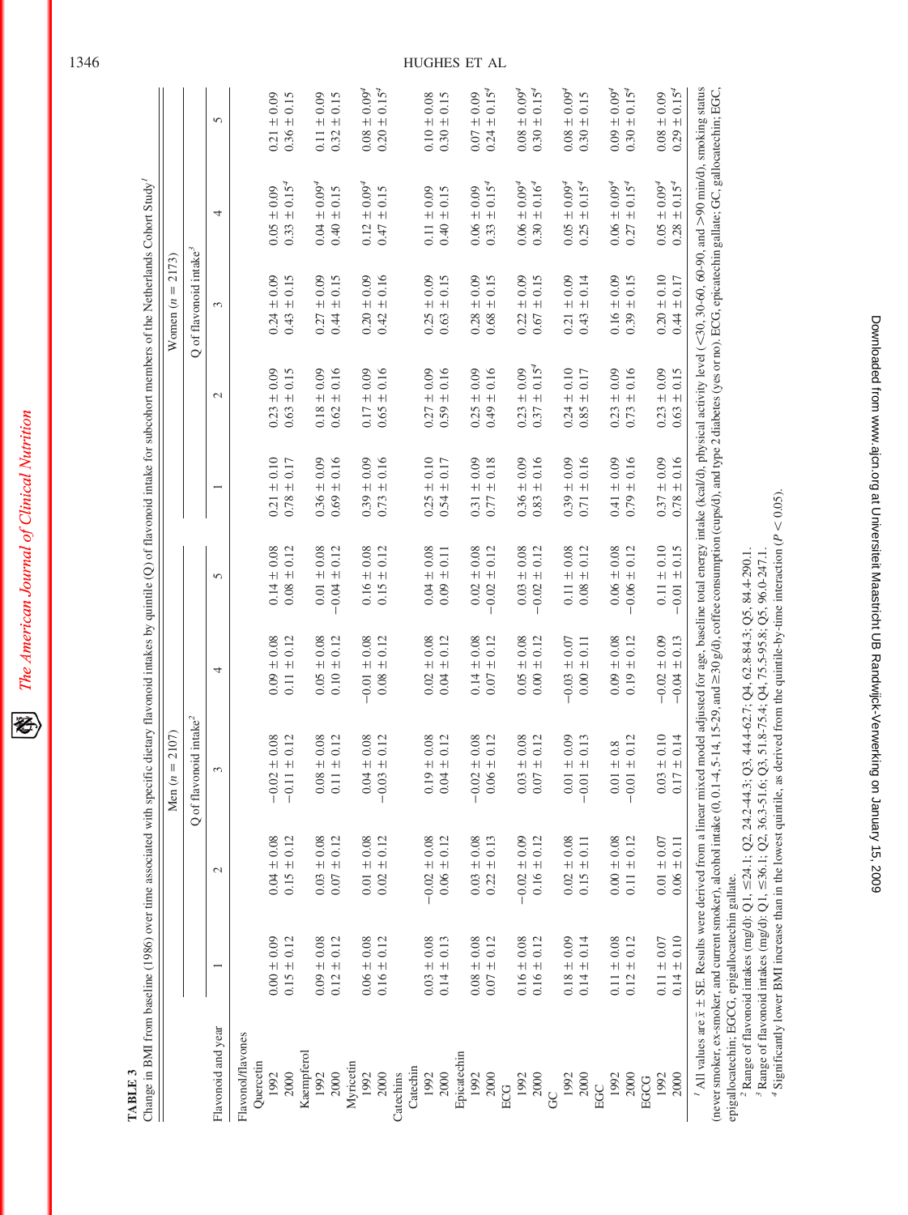**TABLE 3**

Change in BMI from baseline (1986) over time associated with specific dietary flavonoid intakes by quintile (Q) of flavonoid intake for subcohort members of the Netherlands Cohort Study[1]

| Flavonoid and year | Men (n = 2107) | | | | | Women (n = 2173) | | | | |
|---|---|---|---|---|---|---|---|---|---|---|
| | Q of flavonoid intake[2] | | | | | Q of flavonoid intake[3] | | | | |
| | 1 | 2 | 3 | 4 | 5 | 1 | 2 | 3 | 4 | 5 |
| Flavonol/flavones | | | | | | | | | | |
| Quercetin | | | | | | | | | | |
| 1992 | 0.00 ± 0.09 | 0.04 ± 0.08 | −0.02 ± 0.08 | 0.09 ± 0.08 | 0.14 ± 0.08 | 0.21 ± 0.10 | 0.23 ± 0.09 | 0.24 ± 0.09 | 0.05 ± 0.09 | 0.21 ± 0.09 |
| 2000 | 0.15 ± 0.12 | 0.15 ± 0.12 | −0.11 ± 0.12 | 0.11 ± 0.12 | 0.08 ± 0.12 | 0.78 ± 0.17 | 0.63 ± 0.15 | 0.43 ± 0.15 | 0.33 ± 0.15[4] | 0.36 ± 0.15 |
| Kaempferol | | | | | | | | | | |
| 1992 | 0.09 ± 0.08 | 0.03 ± 0.08 | 0.08 ± 0.08 | 0.05 ± 0.08 | 0.01 ± 0.08 | 0.36 ± 0.09 | 0.18 ± 0.09 | 0.27 ± 0.09 | 0.04 ± 0.09[4] | 0.11 ± 0.09 |
| 2000 | 0.12 ± 0.12 | 0.07 ± 0.12 | 0.11 ± 0.12 | 0.10 ± 0.12 | −0.04 ± 0.12 | 0.69 ± 0.16 | 0.62 ± 0.16 | 0.44 ± 0.15 | 0.40 ± 0.15 | 0.32 ± 0.15 |
| Myricetin | | | | | | | | | | |
| 1992 | 0.06 ± 0.08 | 0.01 ± 0.08 | 0.04 ± 0.08 | −0.01 ± 0.08 | 0.16 ± 0.08 | 0.39 ± 0.09 | 0.17 ± 0.09 | 0.20 ± 0.09 | 0.12 ± 0.09[4] | 0.08 ± 0.09[4] |
| 2000 | 0.16 ± 0.12 | 0.02 ± 0.12 | −0.03 ± 0.12 | 0.08 ± 0.12 | 0.15 ± 0.12 | 0.73 ± 0.16 | 0.65 ± 0.16 | 0.42 ± 0.16 | 0.47 ± 0.15 | 0.20 ± 0.15[4] |
| Catechins | | | | | | | | | | |
| Catechin | | | | | | | | | | |
| 1992 | 0.03 ± 0.08 | −0.02 ± 0.08 | 0.19 ± 0.08 | 0.02 ± 0.08 | 0.04 ± 0.08 | 0.25 ± 0.10 | 0.27 ± 0.09 | 0.25 ± 0.09 | 0.11 ± 0.09 | 0.10 ± 0.08 |
| 2000 | 0.14 ± 0.13 | 0.06 ± 0.12 | 0.04 ± 0.12 | 0.04 ± 0.12 | 0.09 ± 0.11 | 0.54 ± 0.17 | 0.59 ± 0.16 | 0.63 ± 0.15 | 0.40 ± 0.15 | 0.30 ± 0.15 |
| Epicatechin | | | | | | | | | | |
| 1992 | 0.08 ± 0.08 | 0.03 ± 0.08 | −0.02 ± 0.08 | 0.14 ± 0.08 | 0.02 ± 0.08 | 0.31 ± 0.09 | 0.25 ± 0.09 | 0.28 ± 0.09 | 0.06 ± 0.09 | 0.07 ± 0.09 |
| 2000 | 0.07 ± 0.12 | 0.22 ± 0.13 | 0.06 ± 0.12 | 0.07 ± 0.12 | −0.02 ± 0.12 | 0.77 ± 0.18 | 0.49 ± 0.16 | 0.68 ± 0.15 | 0.33 ± 0.15[4] | 0.24 ± 0.15[4] |
| ECG | | | | | | | | | | |
| 1992 | 0.16 ± 0.08 | −0.02 ± 0.09 | 0.03 ± 0.08 | 0.05 ± 0.08 | 0.03 ± 0.08 | 0.36 ± 0.09 | 0.23 ± 0.09 | 0.22 ± 0.09 | 0.06 ± 0.09[4] | 0.08 ± 0.09[4] |
| 2000 | 0.16 ± 0.12 | 0.16 ± 0.12 | 0.07 ± 0.12 | 0.00 ± 0.12 | −0.02 ± 0.12 | 0.83 ± 0.16 | 0.37 ± 0.15[4] | 0.67 ± 0.15 | 0.30 ± 0.16[4] | 0.30 ± 0.15[4] |
| GC | | | | | | | | | | |
| 1992 | 0.18 ± 0.09 | 0.02 ± 0.08 | 0.01 ± 0.09 | −0.03 ± 0.07 | 0.11 ± 0.08 | 0.39 ± 0.09 | 0.24 ± 0.10 | 0.21 ± 0.09 | 0.05 ± 0.09[4] | 0.08 ± 0.09[4] |
| 2000 | 0.14 ± 0.14 | 0.15 ± 0.11 | −0.01 ± 0.13 | 0.00 ± 0.11 | 0.08 ± 0.12 | 0.71 ± 0.16 | 0.85 ± 0.17 | 0.43 ± 0.14 | 0.25 ± 0.15[4] | 0.30 ± 0.15 |
| EGC | | | | | | | | | | |
| 1992 | 0.11 ± 0.08 | 0.00 ± 0.08 | 0.01 ± 0.8 | 0.09 ± 0.08 | 0.06 ± 0.08 | 0.41 ± 0.09 | 0.23 ± 0.09 | 0.16 ± 0.09 | 0.06 ± 0.09[4] | 0.09 ± 0.09[4] |
| 2000 | 0.12 ± 0.12 | 0.11 ± 0.12 | −0.01 ± 0.12 | 0.19 ± 0.12 | −0.06 ± 0.12 | 0.79 ± 0.16 | 0.73 ± 0.16 | 0.39 ± 0.15 | 0.27 ± 0.15[4] | 0.30 ± 0.15[4] |
| EGCG | | | | | | | | | | |
| 1992 | 0.11 ± 0.07 | 0.01 ± 0.07 | 0.03 ± 0.10 | −0.02 ± 0.09 | 0.11 ± 0.10 | 0.37 ± 0.09 | 0.23 ± 0.09 | 0.20 ± 0.10 | 0.05 ± 0.09[4] | 0.08 ± 0.09 |
| 2000 | 0.14 ± 0.10 | 0.06 ± 0.11 | 0.17 ± 0.14 | −0.04 ± 0.13 | −0.01 ± 0.15 | 0.78 ± 0.16 | 0.63 ± 0.15 | 0.44 ± 0.17 | 0.28 ± 0.15[4] | 0.29 ± 0.15[4] |

[1] All values are $\bar{x}$ ± SE. Results were derived from a linear mixed model adjusted for age, baseline total energy intake (kcal/d), physical activity level (<30, 30-60, 60-90, and >90 min/d), smoking status (never smoker, ex-smoker, and current smoker), alcohol intake (0, 0.1-4, 5-14, 15-29, and ≥30 g/d), coffee consumption (cups/d), and type 2 diabetes (yes or no). ECG, epicatechin gallate; GC, gallocatechin; EGC, epigallocatechin; EGCG, epigallocatechin gallate.

[2] Range of flavonoid intakes (mg/d): Q1, ≤24.1; Q2, 24.2-44.3; Q3, 44.4-62.7; Q4, 62.8-84.3; Q5, 84.4-290.1.

[3] Range of flavonoid intakes (mg/d): Q1, ≤36.1; Q2, 36.3-51.6; Q3, 51.8-75.4; Q4, 75.5-95.8; Q5, 96.0-247.1.

[4] Significantly lower BMI increase than in the lowest quintile, as derived from the quintile-by-time interaction ($P < 0.05$).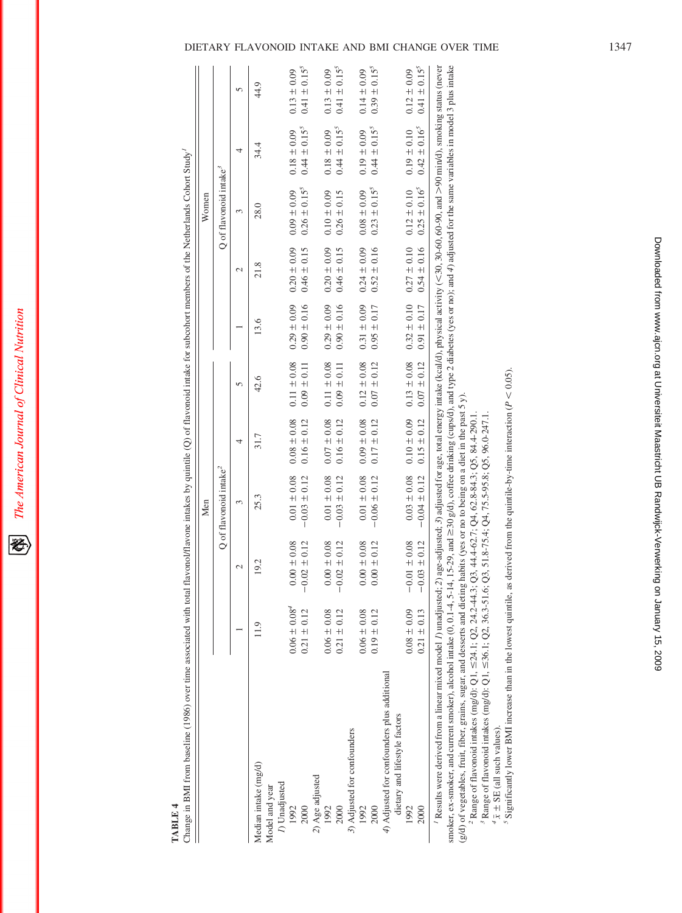**TABLE 4**

Change in BMI from baseline (1986) over time associated with total flavonol/flavone intakes by quintile (Q) of flavonoid intake for subcohort members of the Netherlands Cohort Study[1]

| | Men | | | | | Women | | | | |
|---|---|---|---|---|---|---|---|---|---|---|
| | Q of flavonoid intake[2] | | | | | Q of flavonoid intake[3] | | | | |
| | 1 | 2 | 3 | 4 | 5 | 1 | 2 | 3 | 4 | 5 |
| Median intake (mg/d) | 11.9 | 19.2 | 25.3 | 31.7 | 42.6 | 13.6 | 21.8 | 28.0 | 34.4 | 44.9 |
| Model and year | | | | | | | | | | |
| *1*) Unadjusted | | | | | | | | | | |
| 1992 | 0.06 ± 0.08[4] | 0.00 ± 0.08 | 0.01 ± 0.08 | 0.08 ± 0.08 | 0.11 ± 0.08 | 0.29 ± 0.09 | 0.20 ± 0.09 | 0.09 ± 0.09 | 0.18 ± 0.09 | 0.13 ± 0.09 |
| 2000 | 0.21 ± 0.12 | −0.02 ± 0.12 | −0.03 ± 0.12 | 0.16 ± 0.12 | 0.09 ± 0.11 | 0.90 ± 0.16 | 0.46 ± 0.15 | 0.26 ± 0.15[5] | 0.44 ± 0.15[5] | 0.41 ± 0.15[5] |
| *2*) Age adjusted | | | | | | | | | | |
| 1992 | 0.06 ± 0.08 | 0.00 ± 0.08 | 0.01 ± 0.08 | 0.07 ± 0.08 | 0.11 ± 0.08 | 0.29 ± 0.09 | 0.20 ± 0.09 | 0.10 ± 0.09 | 0.18 ± 0.09 | 0.13 ± 0.09 |
| 2000 | 0.21 ± 0.12 | −0.02 ± 0.12 | −0.03 ± 0.12 | 0.16 ± 0.12 | 0.09 ± 0.11 | 0.90 ± 0.16 | 0.46 ± 0.15 | 0.26 ± 0.15 | 0.44 ± 0.15[5] | 0.41 ± 0.15[5] |
| *3*) Adjusted for confounders | | | | | | | | | | |
| 1992 | 0.06 ± 0.08 | 0.00 ± 0.08 | 0.01 ± 0.08 | 0.09 ± 0.08 | 0.12 ± 0.08 | 0.31 ± 0.09 | 0.24 ± 0.09 | 0.08 ± 0.09 | 0.19 ± 0.09 | 0.14 ± 0.09 |
| 2000 | 0.19 ± 0.12 | 0.00 ± 0.12 | −0.06 ± 0.12 | 0.17 ± 0.12 | 0.07 ± 0.12 | 0.95 ± 0.17 | 0.52 ± 0.16 | 0.23 ± 0.15[5] | 0.44 ± 0.15[5] | 0.39 ± 0.15[5] |
| *4*) Adjusted for confounders plus additional dietary and lifestyle factors | | | | | | | | | | |
| 1992 | 0.08 ± 0.09 | −0.01 ± 0.08 | 0.03 ± 0.08 | 0.10 ± 0.09 | 0.13 ± 0.08 | 0.32 ± 0.10 | 0.27 ± 0.10 | 0.12 ± 0.10 | 0.19 ± 0.10 | 0.12 ± 0.09 |
| 2000 | 0.21 ± 0.13 | −0.03 ± 0.12 | −0.04 ± 0.12 | 0.15 ± 0.12 | 0.07 ± 0.12 | 0.91 ± 0.17 | 0.54 ± 0.16 | 0.25 ± 0.16[5] | 0.42 ± 0.16[5] | 0.41 ± 0.15[5] |

[1] Results were derived from a linear mixed model *1*) unadjusted; *2*) age-adjusted; *3*) adjusted for age, total energy intake (kcal/d), physical activity (<30, 30-60, 60-90, and >90 min/d), smoking status (never smoker, ex-smoker, and current smoker), alcohol intake (0, 0.1-4, 5-14, 15-29, and ≥30 g/d), coffee drinking (cups/d), and type 2 diabetes (yes or no); and *4*) adjusted for the same variables in model 3 plus intake (g/d) of vegetables, fruit, fiber, grains, sugar, and desserts and dieting habits (yes or no to being on a diet in the past 5 y).

[2] Range of flavonoid intakes (mg/d): Q1, ≤24.1; Q2, 24.2-44.3; Q3, 44.4-62.7; Q4, 62.8-84.3; Q5, 84.4-290.1.

[3] Range of flavonoid intakes (mg/d): Q1, ≤36.1; Q2, 36.3-51.6; Q3, 51.8-75.4; Q4, 75.5-95.8; Q5, 96.0-247.1.

[4] $\bar{x}$ ± SE (all such values).

[5] Significantly lower BMI increase than in the lowest quintile, as derived from the quintile-by-time interaction ($P < 0.05$).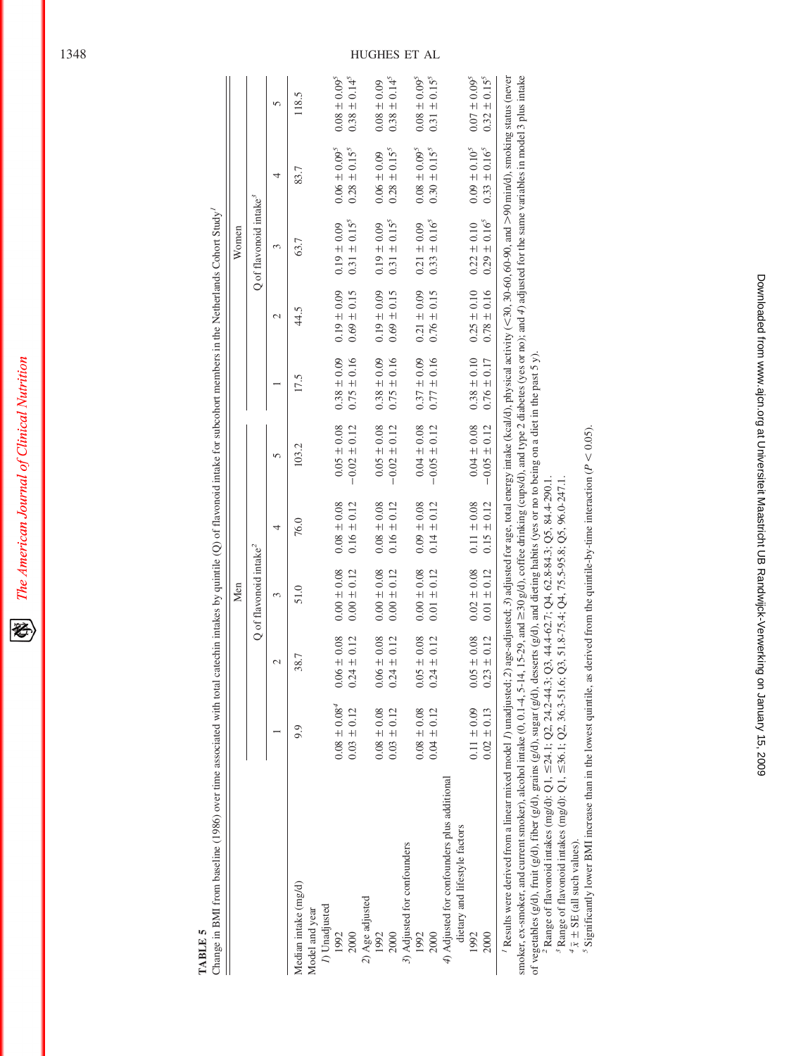**TABLE 5**

Change in BMI from baseline (1986) over time associated with total catechin intakes by quintile (Q) of flavonoid intake for subcohort members in the Netherlands Cohort Study[1]

| | Men | | | | | Women | | | | |
|---|---|---|---|---|---|---|---|---|---|---|
| | Q of flavonoid intake[2] | | | | | Q of flavonoid intake[3] | | | | |
| | 1 | 2 | 3 | 4 | 5 | 1 | 2 | 3 | 4 | 5 |
| Median intake (mg/d) | 9.9 | 38.7 | 51.0 | 76.0 | 103.2 | 17.5 | 44.5 | 63.7 | 83.7 | 118.5 |
| Model and year | | | | | | | | | | |
| *1*) Unadjusted | | | | | | | | | | |
| 1992 | 0.08 ± 0.08[4] | 0.06 ± 0.08 | 0.00 ± 0.08 | 0.08 ± 0.08 | 0.05 ± 0.08 | 0.38 ± 0.09 | 0.19 ± 0.09 | 0.19 ± 0.09 | 0.06 ± 0.09[5] | 0.08 ± 0.09[5] |
| 2000 | 0.03 ± 0.12 | 0.24 ± 0.12 | 0.00 ± 0.12 | 0.16 ± 0.12 | −0.02 ± 0.12 | 0.75 ± 0.16 | 0.69 ± 0.15 | 0.31 ± 0.15[5] | 0.28 ± 0.15[5] | 0.38 ± 0.14[5] |
| *2*) Age adjusted | | | | | | | | | | |
| 1992 | 0.08 ± 0.08 | 0.06 ± 0.08 | 0.00 ± 0.08 | 0.08 ± 0.08 | 0.05 ± 0.08 | 0.38 ± 0.09 | 0.19 ± 0.09 | 0.19 ± 0.09 | 0.06 ± 0.09 | 0.08 ± 0.09 |
| 2000 | 0.03 ± 0.12 | 0.24 ± 0.12 | 0.00 ± 0.12 | 0.16 ± 0.12 | −0.02 ± 0.12 | 0.75 ± 0.16 | 0.69 ± 0.15 | 0.31 ± 0.15[5] | 0.28 ± 0.15[5] | 0.38 ± 0.14[5] |
| *3*) Adjusted for confounders | | | | | | | | | | |
| 1992 | 0.08 ± 0.08 | 0.05 ± 0.08 | 0.00 ± 0.08 | 0.09 ± 0.08 | 0.04 ± 0.08 | 0.37 ± 0.09 | 0.21 ± 0.09 | 0.21 ± 0.09 | 0.08 ± 0.09[5] | 0.08 ± 0.09[5] |
| 2000 | 0.04 ± 0.12 | 0.24 ± 0.12 | 0.01 ± 0.12 | 0.14 ± 0.12 | −0.05 ± 0.12 | 0.77 ± 0.16 | 0.76 ± 0.15 | 0.33 ± 0.16[5] | 0.30 ± 0.15[5] | 0.31 ± 0.15[5] |
| *4*) Adjusted for confounders plus additional dietary and lifestyle factors | | | | | | | | | | |
| 1992 | 0.11 ± 0.09 | 0.05 ± 0.08 | 0.02 ± 0.08 | 0.11 ± 0.08 | 0.04 ± 0.08 | 0.38 ± 0.10 | 0.25 ± 0.10 | 0.22 ± 0.10 | 0.09 ± 0.10[5] | 0.07 ± 0.09[5] |
| 2000 | 0.02 ± 0.13 | 0.23 ± 0.12 | 0.01 ± 0.12 | 0.15 ± 0.12 | −0.05 ± 0.12 | 0.76 ± 0.17 | 0.78 ± 0.16 | 0.29 ± 0.16[5] | 0.33 ± 0.16[5] | 0.32 ± 0.15[5] |

[1] Results were derived from a linear mixed model *1*) unadjusted; *2*) age-adjusted; *3*) adjusted for age, total energy intake (kcal/d), physical activity (<30, 30-60, 60-90, and >90 min/d), smoking status (never smoker, ex-smoker, and current smoker), alcohol intake (0, 0.1-4, 5-14, 15-29, and ≥30 g/d), coffee drinking (cups/d), and type 2 diabetes (yes or no); and *4*) adjusted for the same variables in model 3 plus intake of vegetables (g/d), fruit (g/d), fiber (g/d), grains (g/d), sugar (g/d), desserts (g/d), and dieting habits (yes or no to being on a diet in the past 5 y).

[2] Range of flavonoid intakes (mg/d): Q1, ≤24.1; Q2, 24.2-44.3; Q3, 44.4-62.7; Q4, 62.8-84.3; Q5, 84.4-290.1.

[3] Range of flavonoid intakes (mg/d): Q1, ≤36.1; Q2, 36.3-51.6; Q3, 51.8-75.4; Q4, 75.5-95.8; Q5, 96.0-247.1.

[4] $\bar{x}$ ± SE (all such values).

[5] Significantly lower BMI increase than in the lowest quintile, as derived from the quintile-by-time interaction ($P < 0.05$).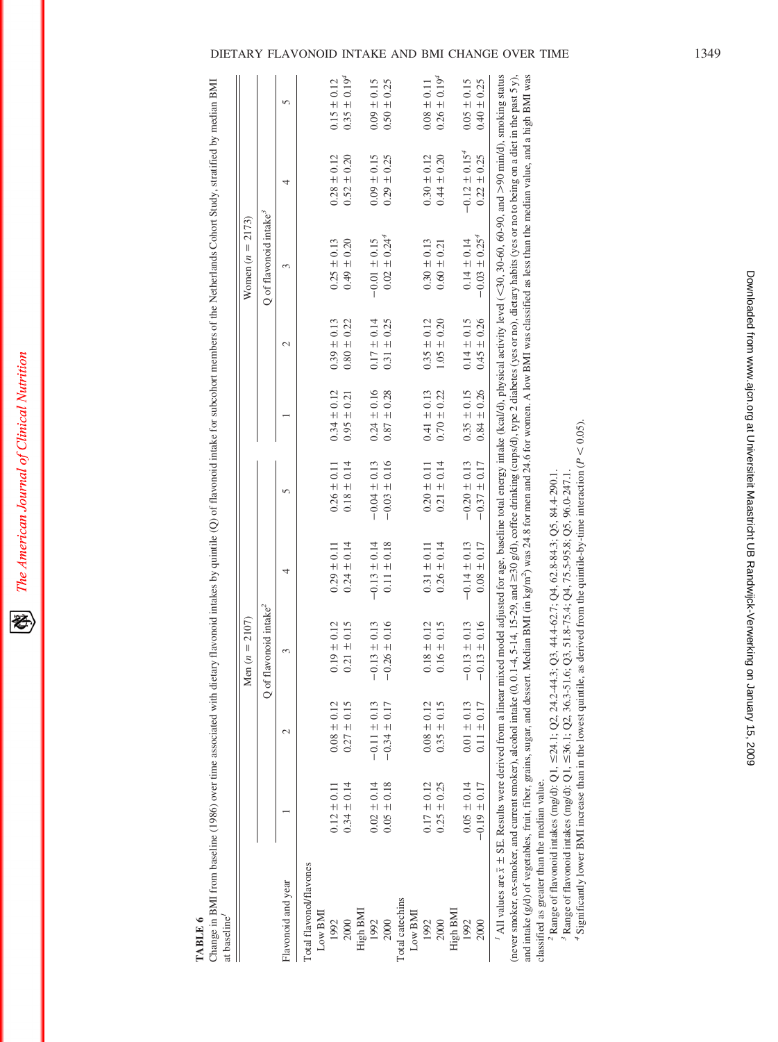**TABLE 6**

Change in BMI from baseline (1986) over time associated with dietary flavonoid intakes by quintile (Q) of flavonoid intake for subcohort members of the Netherlands Cohort Study, stratified by median BMI at baseline[1]

| Flavonoid and year | Men ($n$ = 2107) | | | | | Women ($n$ = 2173) | | | | |
|---|---|---|---|---|---|---|---|---|---|---|
| | Q of flavonoid intake[2] | | | | | Q of flavonoid intake[3] | | | | |
| | 1 | 2 | 3 | 4 | 5 | 1 | 2 | 3 | 4 | 5 |
| Total flavonol/flavones | | | | | | | | | | |
| Low BMI | | | | | | | | | | |
| 1992 | 0.12 ± 0.11 | 0.08 ± 0.12 | 0.19 ± 0.12 | 0.29 ± 0.11 | 0.26 ± 0.11 | 0.34 ± 0.12 | 0.39 ± 0.13 | 0.25 ± 0.13 | 0.28 ± 0.12 | 0.15 ± 0.12 |
| 2000 | 0.34 ± 0.14 | 0.27 ± 0.15 | 0.21 ± 0.15 | 0.24 ± 0.14 | 0.18 ± 0.14 | 0.95 ± 0.21 | 0.80 ± 0.22 | 0.49 ± 0.20 | 0.52 ± 0.20 | 0.35 ± 0.19[4] |
| High BMI | | | | | | | | | | |
| 1992 | 0.02 ± 0.14 | −0.11 ± 0.13 | −0.13 ± 0.13 | −0.13 ± 0.14 | −0.04 ± 0.13 | 0.24 ± 0.16 | 0.17 ± 0.14 | −0.01 ± 0.15 | 0.09 ± 0.15 | 0.09 ± 0.15 |
| 2000 | 0.05 ± 0.18 | −0.34 ± 0.17 | −0.26 ± 0.16 | 0.11 ± 0.18 | −0.03 ± 0.16 | 0.87 ± 0.28 | 0.31 ± 0.25 | 0.02 ± 0.24[4] | 0.29 ± 0.25 | 0.50 ± 0.25 |
| Total catechins | | | | | | | | | | |
| Low BMI | | | | | | | | | | |
| 1992 | 0.17 ± 0.12 | 0.08 ± 0.12 | 0.18 ± 0.12 | 0.31 ± 0.11 | 0.20 ± 0.11 | 0.41 ± 0.13 | 0.35 ± 0.12 | 0.30 ± 0.13 | 0.30 ± 0.12 | 0.08 ± 0.11 |
| 2000 | 0.25 ± 0.25 | 0.35 ± 0.15 | 0.16 ± 0.15 | 0.26 ± 0.14 | 0.21 ± 0.14 | 0.70 ± 0.22 | 1.05 ± 0.20 | 0.60 ± 0.21 | 0.44 ± 0.20 | 0.26 ± 0.19[4] |
| High BMI | | | | | | | | | | |
| 1992 | 0.05 ± 0.14 | 0.01 ± 0.13 | −0.13 ± 0.13 | −0.14 ± 0.13 | −0.20 ± 0.13 | 0.35 ± 0.15 | 0.14 ± 0.15 | 0.14 ± 0.14 | −0.12 ± 0.15[4] | 0.05 ± 0.15 |
| 2000 | −0.19 ± 0.17 | 0.11 ± 0.17 | −0.13 ± 0.16 | 0.08 ± 0.17 | −0.37 ± 0.17 | 0.84 ± 0.26 | 0.45 ± 0.26 | −0.03 ± 0.25[4] | 0.22 ± 0.25 | 0.40 ± 0.25 |

[1] All values are $\bar{x}$ ± SE. Results were derived from a linear mixed model adjusted for age, baseline total energy intake (kcal/d), physical activity level (<30, 30-60, 60-90, and >90 min/d), smoking status (never smoker, ex-smoker, and current smoker), alcohol intake (0, 0.1-4, 5-14, 15-29, and ≥30 g/d), coffee drinking (cups/d), type 2 diabetes (yes or no), dietary habits (yes or no to being on a diet in the past 5 y), and intake (g/d) of vegetables, fruit, fiber, grains, sugar, and dessert. Median BMI (in kg/m$^2$) was 24.8 for men and 24.6 for women. A low BMI was classified as less than the median value, and a high BMI was classified as greater than the median value.

[2] Range of flavonoid intakes (mg/d): Q1, ≤24.1; Q2, 24.2-44.3; Q3, 44.4-62.7; Q4, 62.8-84.3; Q5, 84.4-290.1.

[3] Range of flavonoid intakes (mg/d): Q1, ≤36.1; Q2, 36.3-51.6; Q3, 51.8-75.4; Q4, 75.5-95.8; Q5, 96.0-247.1.

[4] Significantly lower BMI increase than in the lowest quintile, as derived from the quintile-by-time interaction ($P < 0.05$).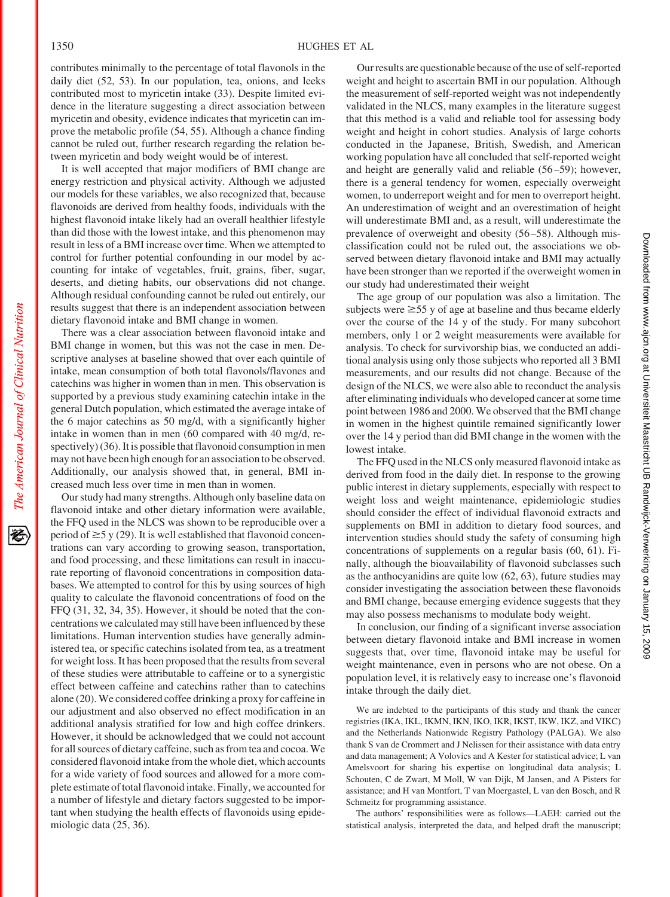contributes minimally to the percentage of total flavonols in the daily diet (52, 53). In our population, tea, onions, and leeks contributed most to myricetin intake (33). Despite limited evidence in the literature suggesting a direct association between myricetin and obesity, evidence indicates that myricetin can improve the metabolic profile (54, 55). Although a chance finding cannot be ruled out, further research regarding the relation between myricetin and body weight would be of interest.

It is well accepted that major modifiers of BMI change are energy restriction and physical activity. Although we adjusted our models for these variables, we also recognized that, because flavonoids are derived from healthy foods, individuals with the highest flavonoid intake likely had an overall healthier lifestyle than did those with the lowest intake, and this phenomenon may result in less of a BMI increase over time. When we attempted to control for further potential confounding in our model by accounting for intake of vegetables, fruit, grains, fiber, sugar, deserts, and dieting habits, our observations did not change. Although residual confounding cannot be ruled out entirely, our results suggest that there is an independent association between dietary flavonoid intake and BMI change in women.

There was a clear association between flavonoid intake and BMI change in women, but this was not the case in men. Descriptive analyses at baseline showed that over each quintile of intake, mean consumption of both total flavonols/flavones and catechins was higher in women than in men. This observation is supported by a previous study examining catechin intake in the general Dutch population, which estimated the average intake of the 6 major catechins as 50 mg/d, with a significantly higher intake in women than in men (60 compared with 40 mg/d, respectively) (36). It is possible that flavonoid consumption in men may not have been high enough for an association to be observed. Additionally, our analysis showed that, in general, BMI increased much less over time in men than in women.

Our study had many strengths. Although only baseline data on flavonoid intake and other dietary information were available, the FFQ used in the NLCS was shown to be reproducible over a period of ≥5 y (29). It is well established that flavonoid concentrations can vary according to growing season, transportation, and food processing, and these limitations can result in inaccurate reporting of flavonoid concentrations in composition databases. We attempted to control for this by using sources of high quality to calculate the flavonoid concentrations of food on the FFQ (31, 32, 34, 35). However, it should be noted that the concentrations we calculated may still have been influenced by these limitations. Human intervention studies have generally administered tea, or specific catechins isolated from tea, as a treatment for weight loss. It has been proposed that the results from several of these studies were attributable to caffeine or to a synergistic effect between caffeine and catechins rather than to catechins alone (20). We considered coffee drinking a proxy for caffeine in our adjustment and also observed no effect modification in an additional analysis stratified for low and high coffee drinkers. However, it should be acknowledged that we could not account for all sources of dietary caffeine, such as from tea and cocoa. We considered flavonoid intake from the whole diet, which accounts for a wide variety of food sources and allowed for a more complete estimate of total flavonoid intake. Finally, we accounted for a number of lifestyle and dietary factors suggested to be important when studying the health effects of flavonoids using epidemiologic data (25, 36).

Our results are questionable because of the use of self-reported weight and height to ascertain BMI in our population. Although the measurement of self-reported weight was not independently validated in the NLCS, many examples in the literature suggest that this method is a valid and reliable tool for assessing body weight and height in cohort studies. Analysis of large cohorts conducted in the Japanese, British, Swedish, and American working population have all concluded that self-reported weight and height are generally valid and reliable (56–59); however, there is a general tendency for women, especially overweight women, to underreport weight and for men to overreport height. An underestimation of weight and an overestimation of height will underestimate BMI and, as a result, will underestimate the prevalence of overweight and obesity (56–58). Although misclassification could not be ruled out, the associations we observed between dietary flavonoid intake and BMI may actually have been stronger than we reported if the overweight women in our study had underestimated their weight

The age group of our population was also a limitation. The subjects were ≥55 y of age at baseline and thus became elderly over the course of the 14 y of the study. For many subcohort members, only 1 or 2 weight measurements were available for analysis. To check for survivorship bias, we conducted an additional analysis using only those subjects who reported all 3 BMI measurements, and our results did not change. Because of the design of the NLCS, we were also able to reconduct the analysis after eliminating individuals who developed cancer at some time point between 1986 and 2000. We observed that the BMI change in women in the highest quintile remained significantly lower over the 14 y period than did BMI change in the women with the lowest intake.

The FFQ used in the NLCS only measured flavonoid intake as derived from food in the daily diet. In response to the growing public interest in dietary supplements, especially with respect to weight loss and weight maintenance, epidemiologic studies should consider the effect of individual flavonoid extracts and supplements on BMI in addition to dietary food sources, and intervention studies should study the safety of consuming high concentrations of supplements on a regular basis (60, 61). Finally, although the bioavailability of flavonoid subclasses such as the anthocyanidins are quite low (62, 63), future studies may consider investigating the association between these flavonoids and BMI change, because emerging evidence suggests that they may also possess mechanisms to modulate body weight.

In conclusion, our finding of a significant inverse association between dietary flavonoid intake and BMI increase in women suggests that, over time, flavonoid intake may be useful for weight maintenance, even in persons who are not obese. On a population level, it is relatively easy to increase one's flavonoid intake through the daily diet.

We are indebted to the participants of this study and thank the cancer registries (IKA, IKL, IKMN, IKN, IKO, IKR, IKST, IKW, IKZ, and VIKC) and the Netherlands Nationwide Registry Pathology (PALGA). We also thank S van de Crommert and J Nelissen for their assistance with data entry and data management; A Volovics and A Kester for statistical advice; L van Amelsvoort for sharing his expertise on longitudinal data analysis; L Schouten, C de Zwart, M Moll, W van Dijk, M Jansen, and A Pisters for assistance; and H van Montfort, T van Moergastel, L van den Bosch, and R Schmeitz for programming assistance.

The authors' responsibilities were as follows—LAEH: carried out the statistical analysis, interpreted the data, and helped draft the manuscript;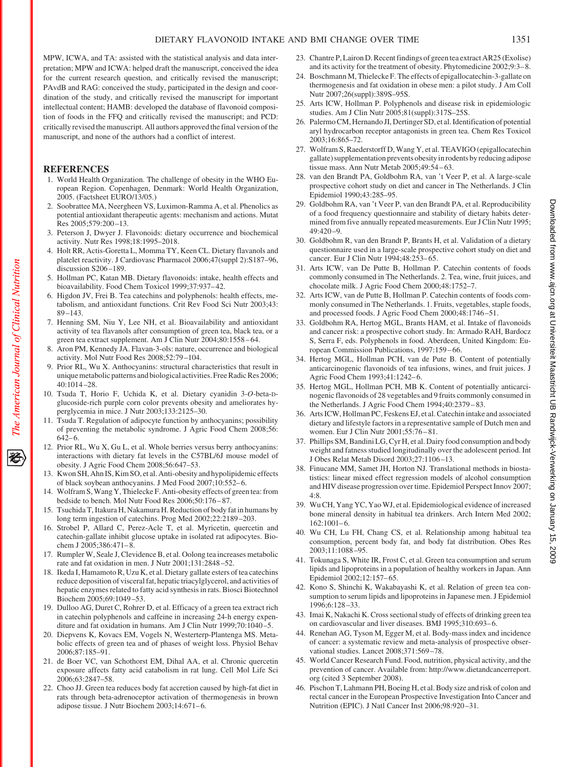MPW, ICWA, and TA: assisted with the statistical analysis and data interpretation; MPW and ICWA: helped draft the manuscript, conceived the idea for the current research question, and critically revised the manuscript; PAvdB and RAG: conceived the study, participated in the design and coordination of the study, and critically revised the manuscript for important intellectual content; HAMB: developed the database of flavonoid composition of foods in the FFQ and critically revised the manuscript; and PCD: critically revised the manuscript. All authors approved the final version of the manuscript, and none of the authors had a conflict of interest.

## REFERENCES

1. World Health Organization. The challenge of obesity in the WHO European Region. Copenhagen, Denmark: World Health Organization, 2005. (Factsheet EURO/13/05.)
2. Soobrattee MA, Neergheen VS, Luximon-Ramma A, et al. Phenolics as potential antioxidant therapeutic agents: mechanism and actions. Mutat Res 2005;579:200–13.
3. Peterson J, Dwyer J. Flavonoids: dietary occurrence and biochemical activity. Nutr Res 1998;18:1995–2018.
4. Holt RR, Actis-Goretta L, Momma TY, Keen CL. Dietary flavanols and platelet reactivity. J Cardiovasc Pharmacol 2006;47(suppl 2):S187–96, discussion S206–189.
5. Hollman PC, Katan MB. Dietary flavonoids: intake, health effects and bioavailability. Food Chem Toxicol 1999;37:937–42.
6. Higdon JV, Frei B. Tea catechins and polyphenols: health effects, metabolism, and antioxidant functions. Crit Rev Food Sci Nutr 2003;43: 89–143.
7. Henning SM, Niu Y, Lee NH, et al. Bioavailability and antioxidant activity of tea flavanols after consumption of green tea, black tea, or a green tea extract supplement. Am J Clin Nutr 2004;80:1558–64.
8. Aron PM, Kennedy JA. Flavan-3-ols: nature, occurrence and biological activity. Mol Nutr Food Res 2008;52:79–104.
9. Prior RL, Wu X. Anthocyanins: structural characteristics that result in unique metabolic patterns and biological activities. Free Radic Res 2006; 40:1014–28.
10. Tsuda T, Horio F, Uchida K, et al. Dietary cyanidin 3-*O*-beta-D-glucoside-rich purple corn color prevents obesity and ameliorates hyperglycemia in mice. J Nutr 2003;133:2125–30.
11. Tsuda T. Regulation of adipocyte function by anthocyanins; possibility of preventing the metabolic syndrome. J Agric Food Chem 2008;56: 642–6.
12. Prior RL, Wu X, Gu L, et al. Whole berries versus berry anthocyanins: interactions with dietary fat levels in the C57BL/6J mouse model of obesity. J Agric Food Chem 2008;56:647–53.
13. Kwon SH, Ahn IS, Kim SO, et al. Anti-obesity and hypolipidemic effects of black soybean anthocyanins. J Med Food 2007;10:552–6.
14. Wolfram S, Wang Y, Thielecke F. Anti-obesity effects of green tea: from bedside to bench. Mol Nutr Food Res 2006;50:176–87.
15. Tsuchida T, Itakura H, Nakamura H. Reduction of body fat in humans by long term ingestion of catechins. Prog Med 2002;22:2189–203.
16. Strobel P, Allard C, Perez-Acle T, et al. Myricetin, quercetin and catechin-gallate inhibit glucose uptake in isolated rat adipocytes. Biochem J 2005;386:471–8.
17. Rumpler W, Seale J, Clevidence B, et al. Oolong tea increases metabolic rate and fat oxidation in men. J Nutr 2001;131:2848–52.
18. Ikeda I, Hamamoto R, Uzu K, et al. Dietary gallate esters of tea catechins reduce deposition of visceral fat, hepatic triacylglycerol, and activities of hepatic enzymes related to fatty acid synthesis in rats. Biosci Biotechnol Biochem 2005;69:1049–53.
19. Dulloo AG, Duret C, Rohrer D, et al. Efficacy of a green tea extract rich in catechin polyphenols and caffeine in increasing 24-h energy expenditure and fat oxidation in humans. Am J Clin Nutr 1999;70:1040–5.
20. Diepvens K, Kovacs EM, Vogels N, Westerterp-Plantenga MS. Metabolic effects of green tea and of phases of weight loss. Physiol Behav 2006;87:185–91.
21. de Boer VC, van Schothorst EM, Dihal AA, et al. Chronic quercetin exposure affects fatty acid catabolism in rat lung. Cell Mol Life Sci 2006;63:2847–58.
22. Choo JJ. Green tea reduces body fat accretion caused by high-fat diet in rats through beta-adrenoceptor activation of thermogenesis in brown adipose tissue. J Nutr Biochem 2003;14:671–6.
23. Chantre P, Lairon D. Recent findings of green tea extract AR25 (Exolise) and its activity for the treatment of obesity. Phytomedicine 2002;9:3–8.
24. Boschmann M, Thielecke F. The effects of epigallocatechin-3-gallate on thermogenesis and fat oxidation in obese men: a pilot study. J Am Coll Nutr 2007;26(suppl):389S–95S.
25. Arts ICW, Hollman P. Polyphenols and disease risk in epidemiologic studies. Am J Clin Nutr 2005;81(suppl):317S–25S.
26. Palermo CM, Hernando JI, Dertinger SD, et al. Identification of potential aryl hydrocarbon receptor antagonists in green tea. Chem Res Toxicol 2003;16:865–72.
27. Wolfram S, Raederstorff D, Wang Y, et al. TEAVIGO (epigallocatechin gallate) supplementation prevents obesity in rodents by reducing adipose tissue mass. Ann Nutr Metab 2005;49:54–63.
28. van den Brandt PA, Goldbohm RA, van 't Veer P, et al. A large-scale prospective cohort study on diet and cancer in The Netherlands. J Clin Epidemiol 1990;43:285–95.
29. Goldbohm RA, van 't Veer P, van den Brandt PA, et al. Reproducibility of a food frequency questionnaire and stability of dietary habits determined from five annually repeated measurements. Eur J Clin Nutr 1995; 49:420–9.
30. Goldbohm R, van den Brandt P, Brants H, et al. Validation of a dietary questionnaire used in a large-scale prospective cohort study on diet and cancer. Eur J Clin Nutr 1994;48:253–65.
31. Arts ICW, van De Putte B, Hollman P. Catechin contents of foods commonly consumed in The Netherlands. 2. Tea, wine, fruit juices, and chocolate milk. J Agric Food Chem 2000;48:1752–7.
32. Arts ICW, van de Putte B, Hollman P. Catechin contents of foods commonly consumed in The Netherlands. 1. Fruits, vegetables, staple foods, and processed foods. J Agric Food Chem 2000;48:1746–51.
33. Goldbohm RA, Hertog MGL, Brants HAM, et al. Intake of flavonoids and cancer risk: a prospective cohort study. In: Armado RAH, Bardocz S, Serra F, eds. Polyphenols in food. Aberdeen, United Kingdom: European Commission Publications, 1997:159–66.
34. Hertog MGL, Hollman PCH, van de Pute B. Content of potentially anticarcinogenic flavonoids of tea infusions, wines, and fruit juices. J Agric Food Chem 1993;41:1242–6.
35. Hertog MGL, Hollman PCH, MB K. Content of potentially anticarcinogenic flavonoids of 28 vegetables and 9 fruits commonly consumed in the Netherlands. J Agric Food Chem 1992;40:2379–83.
36. Arts ICW, Hollman PC, Feskens EJ, et al. Catechin intake and associated dietary and lifestyle factors in a representative sample of Dutch men and women. Eur J Clin Nutr 2001;55:76–81.
37. Phillips SM, Bandini LG, Cyr H, et al. Dairy food consumption and body weight and fatness studied longitudinally over the adolescent period. Int J Obes Relat Metab Disord 2003;27:1106–13.
38. Finucane MM, Samet JH, Horton NJ. Translational methods in biostatistics: linear mixed effect regression models of alcohol consumption and HIV disease progression over time. Epidemiol Perspect Innov 2007; 4:8.
39. Wu CH, Yang YC, Yao WJ, et al. Epidemiological evidence of increased bone mineral density in habitual tea drinkers. Arch Intern Med 2002; 162:1001–6.
40. Wu CH, Lu FH, Chang CS, et al. Relationship among habitual tea consumption, percent body fat, and body fat distribution. Obes Res 2003;11:1088–95.
41. Tokunaga S, White IR, Frost C, et al. Green tea consumption and serum lipids and lipoproteins in a population of healthy workers in Japan. Ann Epidemiol 2002;12:157–65.
42. Kono S, Shinchi K, Wakabayashi K, et al. Relation of green tea consumption to serum lipids and lipoproteins in Japanese men. J Epidemiol 1996;6:128–33.
43. Imai K, Nakachi K. Cross sectional study of effects of drinking green tea on cardiovascular and liver diseases. BMJ 1995;310:693–6.
44. Renehan AG, Tyson M, Egger M, et al. Body-mass index and incidence of cancer: a systematic review and meta-analysis of prospective observational studies. Lancet 2008;371:569–78.
45. World Cancer Research Fund. Food, nutrition, physical activity, and the prevention of cancer. Available from: http://www.dietandcancerreport.org (cited 3 September 2008).
46. Pischon T, Lahmann PH, Boeing H, et al. Body size and risk of colon and rectal cancer in the European Prospective Investigation Into Cancer and Nutrition (EPIC). J Natl Cancer Inst 2006;98:920–31.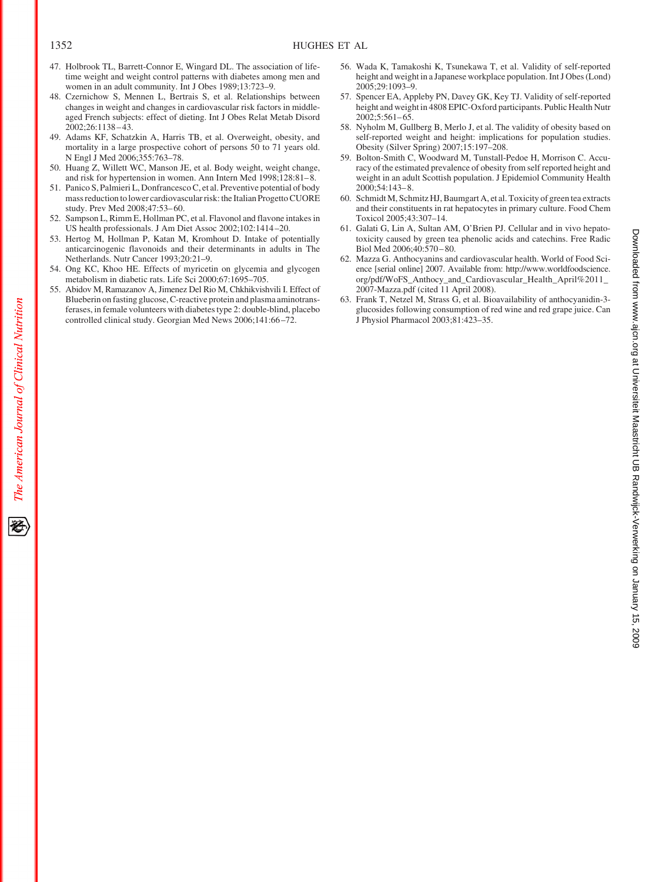47. Holbrook TL, Barrett-Connor E, Wingard DL. The association of lifetime weight and weight control patterns with diabetes among men and women in an adult community. Int J Obes 1989;13:723–9.
48. Czernichow S, Mennen L, Bertrais S, et al. Relationships between changes in weight and changes in cardiovascular risk factors in middle-aged French subjects: effect of dieting. Int J Obes Relat Metab Disord 2002;26:1138–43.
49. Adams KF, Schatzkin A, Harris TB, et al. Overweight, obesity, and mortality in a large prospective cohort of persons 50 to 71 years old. N Engl J Med 2006;355:763–78.
50. Huang Z, Willett WC, Manson JE, et al. Body weight, weight change, and risk for hypertension in women. Ann Intern Med 1998;128:81–8.
51. Panico S, Palmieri L, Donfrancesco C, et al. Preventive potential of body mass reduction to lower cardiovascular risk: the Italian Progetto CUORE study. Prev Med 2008;47:53–60.
52. Sampson L, Rimm E, Hollman PC, et al. Flavonol and flavone intakes in US health professionals. J Am Diet Assoc 2002;102:1414–20.
53. Hertog M, Hollman P, Katan M, Kromhout D. Intake of potentially anticarcinogenic flavonoids and their determinants in adults in The Netherlands. Nutr Cancer 1993;20:21–9.
54. Ong KC, Khoo HE. Effects of myricetin on glycemia and glycogen metabolism in diabetic rats. Life Sci 2000;67:1695–705.
55. Abidov M, Ramazanov A, Jimenez Del Rio M, Chkhikvishvili I. Effect of Blueberin on fasting glucose, C-reactive protein and plasma aminotransferases, in female volunteers with diabetes type 2: double-blind, placebo controlled clinical study. Georgian Med News 2006;141:66–72.
56. Wada K, Tamakoshi K, Tsunekawa T, et al. Validity of self-reported height and weight in a Japanese workplace population. Int J Obes (Lond) 2005;29:1093–9.
57. Spencer EA, Appleby PN, Davey GK, Key TJ. Validity of self-reported height and weight in 4808 EPIC-Oxford participants. Public Health Nutr 2002;5:561–65.
58. Nyholm M, Gullberg B, Merlo J, et al. The validity of obesity based on self-reported weight and height: implications for population studies. Obesity (Silver Spring) 2007;15:197–208.
59. Bolton-Smith C, Woodward M, Tunstall-Pedoe H, Morrison C. Accuracy of the estimated prevalence of obesity from self reported height and weight in an adult Scottish population. J Epidemiol Community Health 2000;54:143–8.
60. Schmidt M, Schmitz HJ, Baumgart A, et al. Toxicity of green tea extracts and their constituents in rat hepatocytes in primary culture. Food Chem Toxicol 2005;43:307–14.
61. Galati G, Lin A, Sultan AM, O'Brien PJ. Cellular and in vivo hepatotoxicity caused by green tea phenolic acids and catechins. Free Radic Biol Med 2006;40:570–80.
62. Mazza G. Anthocyanins and cardiovascular health. World of Food Science [serial online] 2007. Available from: http://www.worldfoodscience.org/pdf/WoFS_Anthocy_and_Cardiovascular_Health_April%2011_2007-Mazza.pdf (cited 11 April 2008).
63. Frank T, Netzel M, Strass G, et al. Bioavailability of anthocyanidin-3-glucosides following consumption of red wine and red grape juice. Can J Physiol Pharmacol 2003;81:423–35.